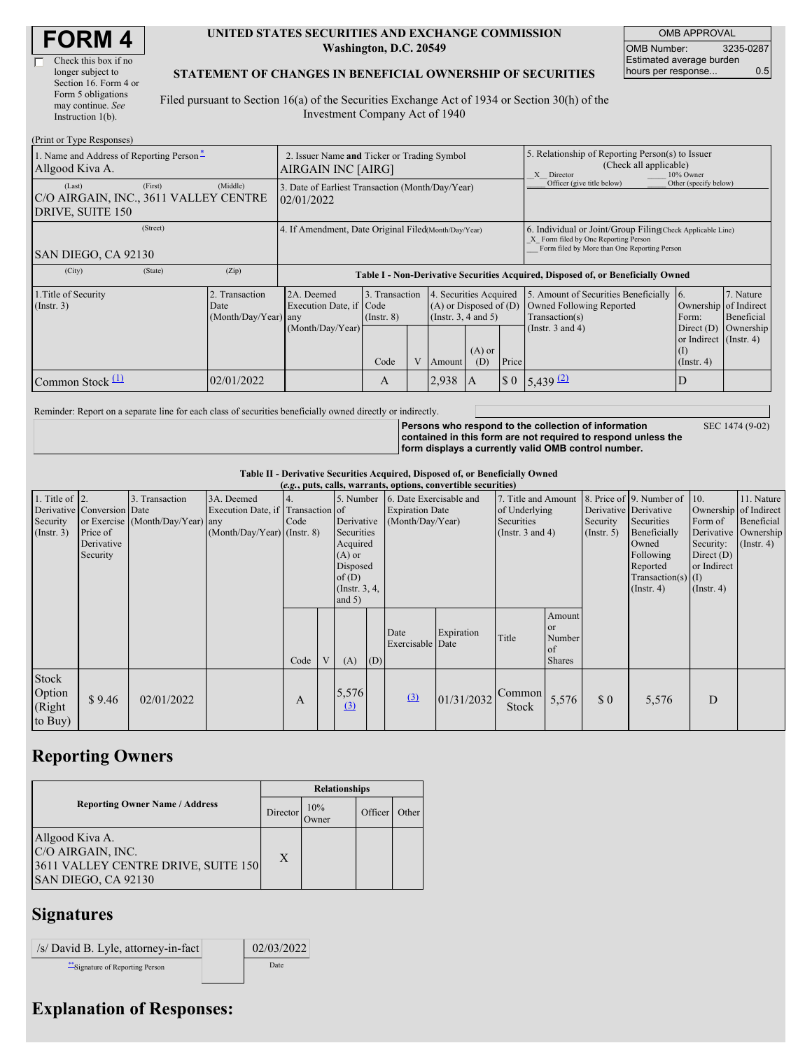# FORM 4

☐ Check this box if no longer subject to Section 16. Form 4 or Form 5 obligations may continue. *See* Instruction 1(b).

**UNITED STATES SECURITIES AND EXCHANGE COMMISSION**
**Washington, D.C. 20549**

**STATEMENT OF CHANGES IN BENEFICIAL OWNERSHIP OF SECURITIES**

Filed pursuant to Section 16(a) of the Securities Exchange Act of 1934 or Section 30(h) of the Investment Company Act of 1940

| OMB APPROVAL | |
|---|---|
| OMB Number: | 3235-0287 |
| Estimated average burden hours per response... | 0.5 |

(Print or Type Responses)

| | | |
|---|---|---|
| 1. Name and Address of Reporting Person* Allgood Kiva A. | 2. Issuer Name **and** Ticker or Trading Symbol AIRGAIN INC [AIRG] | 5. Relationship of Reporting Person(s) to Issuer (Check all applicable) _X_ Director ___ 10% Owner ___ Officer (give title below) ___ Other (specify below) |
| (Last) (First) (Middle) C/O AIRGAIN, INC., 3611 VALLEY CENTRE DRIVE, SUITE 150 | 3. Date of Earliest Transaction (Month/Day/Year) 02/01/2022 | |
| (Street) SAN DIEGO, CA 92130 | 4. If Amendment, Date Original Filed(Month/Day/Year) | 6. Individual or Joint/Group Filing(Check Applicable Line) _X_ Form filed by One Reporting Person ___ Form filed by More than One Reporting Person |
| (City) (State) (Zip) | | |

**Table I - Non-Derivative Securities Acquired, Disposed of, or Beneficially Owned**

| 1.Title of Security (Instr. 3) | 2. Transaction Date (Month/Day/Year) | 2A. Deemed Execution Date, if any (Month/Day/Year) | 3. Transaction Code (Instr. 8) | | 4. Securities Acquired (A) or Disposed of (D) (Instr. 3, 4 and 5) | | | 5. Amount of Securities Beneficially Owned Following Reported Transaction(s) (Instr. 3 and 4) | 6. Ownership Form: Direct (D) or Indirect (I) (Instr. 4) | 7. Nature of Indirect Beneficial Ownership (Instr. 4) |
|---|---|---|---|---|---|---|---|---|---|---|
| | | | Code | V | Amount | (A) or (D) | Price | | | |
| Common Stock (1) | 02/01/2022 | | A | | 2,938 | A | $ 0 | 5,439 (2) | D | |

Reminder: Report on a separate line for each class of securities beneficially owned directly or indirectly.

**Persons who respond to the collection of information contained in this form are not required to respond unless the form displays a currently valid OMB control number.** SEC 1474 (9-02)

**Table II - Derivative Securities Acquired, Disposed of, or Beneficially Owned**
**(*e.g.*, puts, calls, warrants, options, convertible securities)**

| 1. Title of Derivative Security (Instr. 3) | 2. Conversion or Exercise Price of Derivative Security | 3. Transaction Date (Month/Day/Year) | 3A. Deemed Execution Date, if any (Month/Day/Year) | 4. Transaction Code (Instr. 8) | | 5. Number of Derivative Securities Acquired (A) or Disposed of (D) (Instr. 3, 4, and 5) | | 6. Date Exercisable and Expiration Date (Month/Day/Year) | | 7. Title and Amount of Underlying Securities (Instr. 3 and 4) | | 8. Price of Derivative Security (Instr. 5) | 9. Number of Derivative Securities Beneficially Owned Following Reported Transaction(s) (Instr. 4) | 10. Ownership Form of Derivative Security: Direct (D) or Indirect (I) (Instr. 4) | 11. Nature of Indirect Beneficial Ownership (Instr. 4) |
|---|---|---|---|---|---|---|---|---|---|---|---|---|---|---|---|
| | | | | Code | V | (A) | (D) | Date Exercisable | Expiration Date | Title | Amount or Number of Shares | | | | |
| Stock Option (Right to Buy) | $ 9.46 | 02/01/2022 | | A | | 5,576 (3) | | (3) | 01/31/2032 | Common Stock | 5,576 | $ 0 | 5,576 | D | |

## Reporting Owners

| Reporting Owner Name / Address | Relationships | | | |
|---|---|---|---|---|
| | Director | 10% Owner | Officer | Other |
| Allgood Kiva A. C/O AIRGAIN, INC. 3611 VALLEY CENTRE DRIVE, SUITE 150 SAN DIEGO, CA 92130 | X | | | |

## Signatures

| | |
|---|---|
| /s/ David B. Lyle, attorney-in-fact | 02/03/2022 |
| **Signature of Reporting Person | Date |

## Explanation of Responses: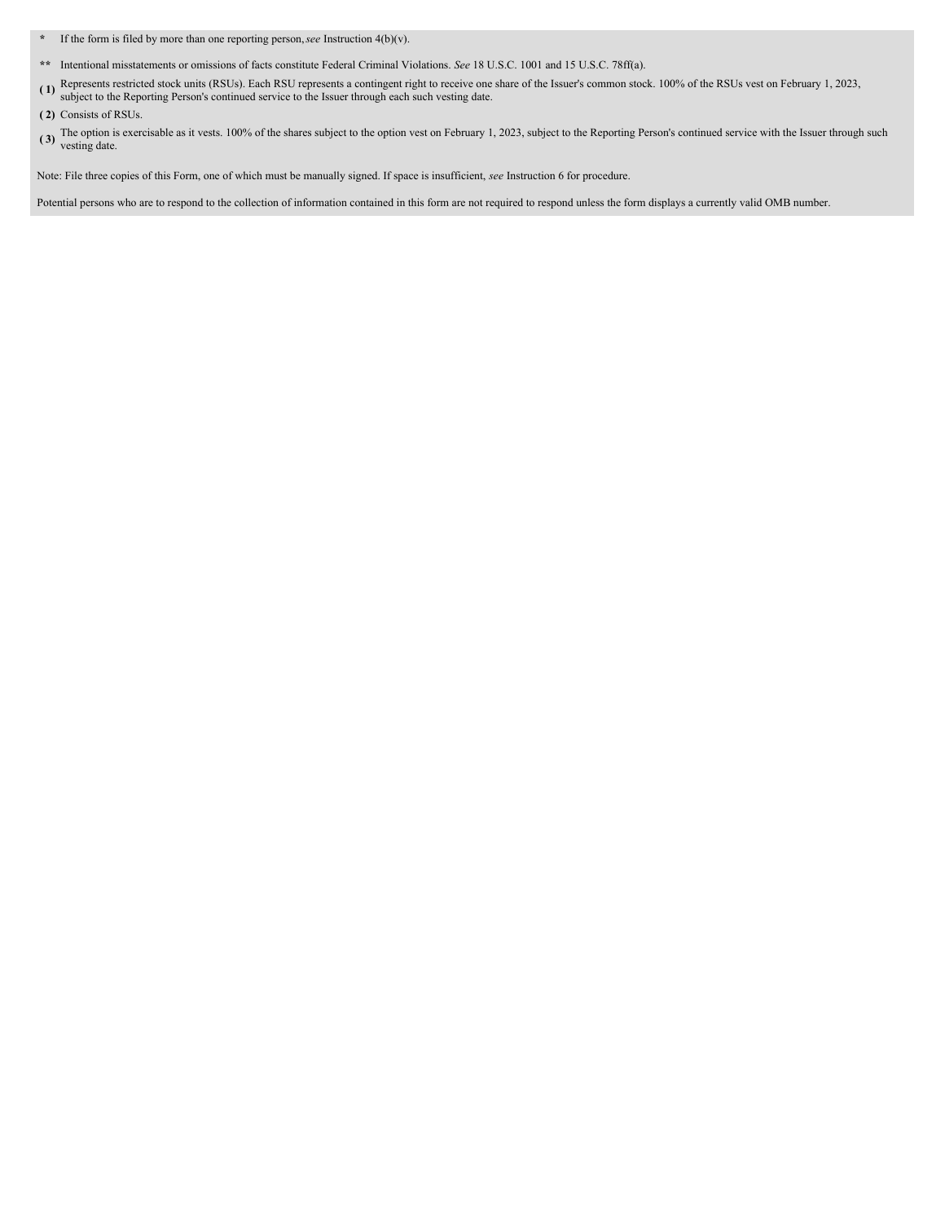\* If the form is filed by more than one reporting person, *see* Instruction 4(b)(v).

\*\* Intentional misstatements or omissions of facts constitute Federal Criminal Violations. *See* 18 U.S.C. 1001 and 15 U.S.C. 78ff(a).

**( 1)** Represents restricted stock units (RSUs). Each RSU represents a contingent right to receive one share of the Issuer's common stock. 100% of the RSUs vest on February 1, 2023, subject to the Reporting Person's continued service to the Issuer through each such vesting date.

**( 2)** Consists of RSUs.

**( 3)** The option is exercisable as it vests. 100% of the shares subject to the option vest on February 1, 2023, subject to the Reporting Person's continued service with the Issuer through such vesting date.

Note: File three copies of this Form, one of which must be manually signed. If space is insufficient, *see* Instruction 6 for procedure.

Potential persons who are to respond to the collection of information contained in this form are not required to respond unless the form displays a currently valid OMB number.